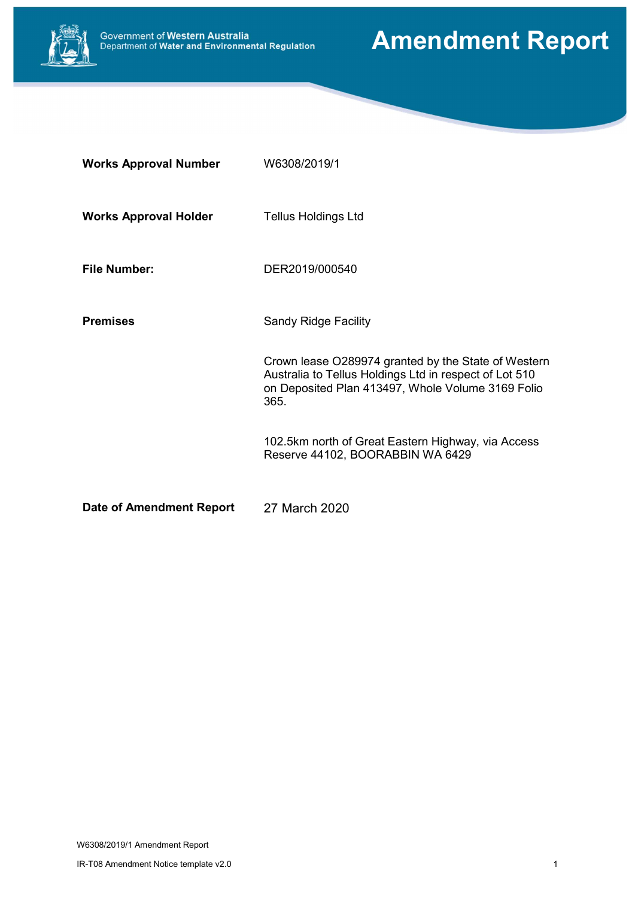Government of Western Australia
Department of Water and Environmental Regulation

# Amendment Report

| | |
|---|---|
| **Works Approval Number** | W6308/2019/1 |
| **Works Approval Holder** | Tellus Holdings Ltd |
| **File Number:** | DER2019/000540 |
| **Premises** | Sandy Ridge Facility<br><br>Crown lease O289974 granted by the State of Western Australia to Tellus Holdings Ltd in respect of Lot 510 on Deposited Plan 413497, Whole Volume 3169 Folio 365.<br><br>102.5km north of Great Eastern Highway, via Access Reserve 44102, BOORABBIN WA 6429 |
| **Date of Amendment Report** | 27 March 2020 |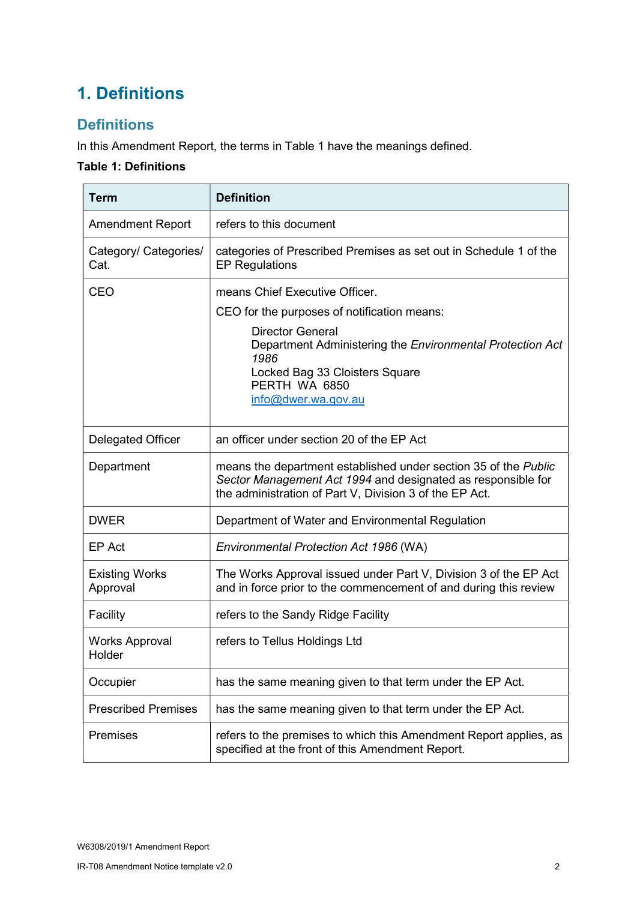# 1. Definitions

## Definitions

In this Amendment Report, the terms in Table 1 have the meanings defined.

**Table 1: Definitions**

| Term | Definition |
|---|---|
| Amendment Report | refers to this document |
| Category/ Categories/ Cat. | categories of Prescribed Premises as set out in Schedule 1 of the EP Regulations |
| CEO | means Chief Executive Officer.<br>CEO for the purposes of notification means:<br>Director General<br>Department Administering the *Environmental Protection Act 1986*<br>Locked Bag 33 Cloisters Square<br>PERTH WA 6850<br>info@dwer.wa.gov.au |
| Delegated Officer | an officer under section 20 of the EP Act |
| Department | means the department established under section 35 of the *Public Sector Management Act 1994* and designated as responsible for the administration of Part V, Division 3 of the EP Act. |
| DWER | Department of Water and Environmental Regulation |
| EP Act | *Environmental Protection Act 1986* (WA) |
| Existing Works Approval | The Works Approval issued under Part V, Division 3 of the EP Act and in force prior to the commencement of and during this review |
| Facility | refers to the Sandy Ridge Facility |
| Works Approval Holder | refers to Tellus Holdings Ltd |
| Occupier | has the same meaning given to that term under the EP Act. |
| Prescribed Premises | has the same meaning given to that term under the EP Act. |
| Premises | refers to the premises to which this Amendment Report applies, as specified at the front of this Amendment Report. |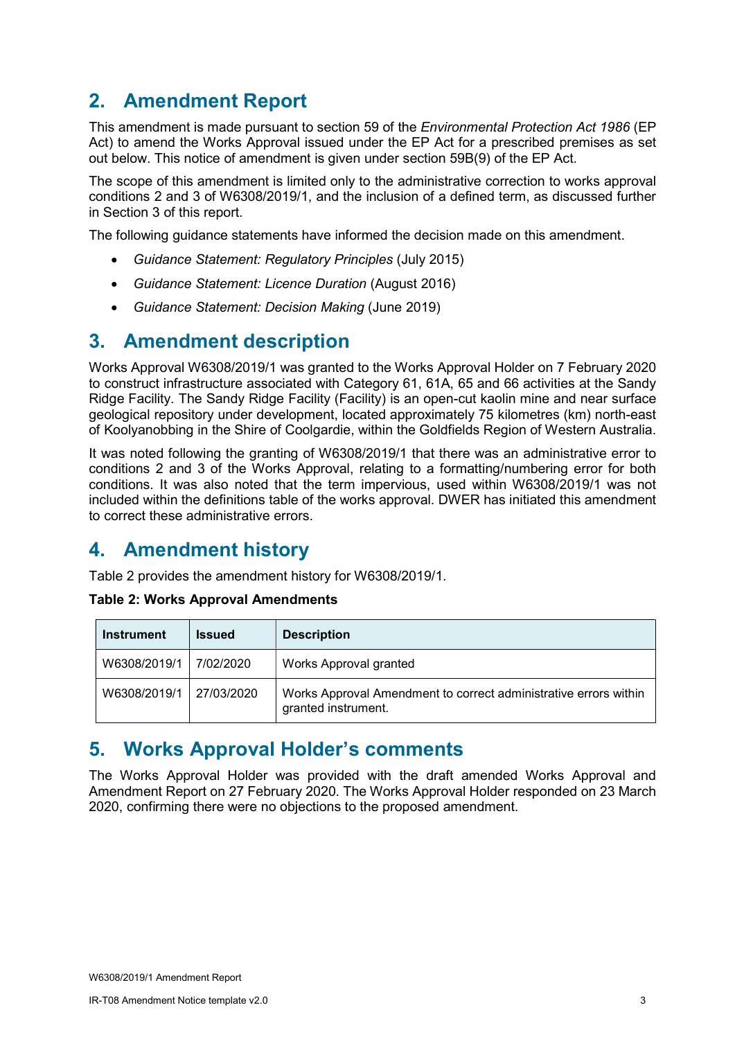## 2. Amendment Report

This amendment is made pursuant to section 59 of the *Environmental Protection Act 1986* (EP Act) to amend the Works Approval issued under the EP Act for a prescribed premises as set out below. This notice of amendment is given under section 59B(9) of the EP Act.

The scope of this amendment is limited only to the administrative correction to works approval conditions 2 and 3 of W6308/2019/1, and the inclusion of a defined term, as discussed further in Section 3 of this report.

The following guidance statements have informed the decision made on this amendment.

- *Guidance Statement: Regulatory Principles* (July 2015)
- *Guidance Statement: Licence Duration* (August 2016)
- *Guidance Statement: Decision Making* (June 2019)

## 3. Amendment description

Works Approval W6308/2019/1 was granted to the Works Approval Holder on 7 February 2020 to construct infrastructure associated with Category 61, 61A, 65 and 66 activities at the Sandy Ridge Facility. The Sandy Ridge Facility (Facility) is an open-cut kaolin mine and near surface geological repository under development, located approximately 75 kilometres (km) north-east of Koolyanobbing in the Shire of Coolgardie, within the Goldfields Region of Western Australia.

It was noted following the granting of W6308/2019/1 that there was an administrative error to conditions 2 and 3 of the Works Approval, relating to a formatting/numbering error for both conditions. It was also noted that the term impervious, used within W6308/2019/1 was not included within the definitions table of the works approval. DWER has initiated this amendment to correct these administrative errors.

## 4. Amendment history

Table 2 provides the amendment history for W6308/2019/1.

**Table 2: Works Approval Amendments**

| Instrument | Issued | Description |
|---|---|---|
| W6308/2019/1 | 7/02/2020 | Works Approval granted |
| W6308/2019/1 | 27/03/2020 | Works Approval Amendment to correct administrative errors within granted instrument. |

## 5. Works Approval Holder's comments

The Works Approval Holder was provided with the draft amended Works Approval and Amendment Report on 27 February 2020. The Works Approval Holder responded on 23 March 2020, confirming there were no objections to the proposed amendment.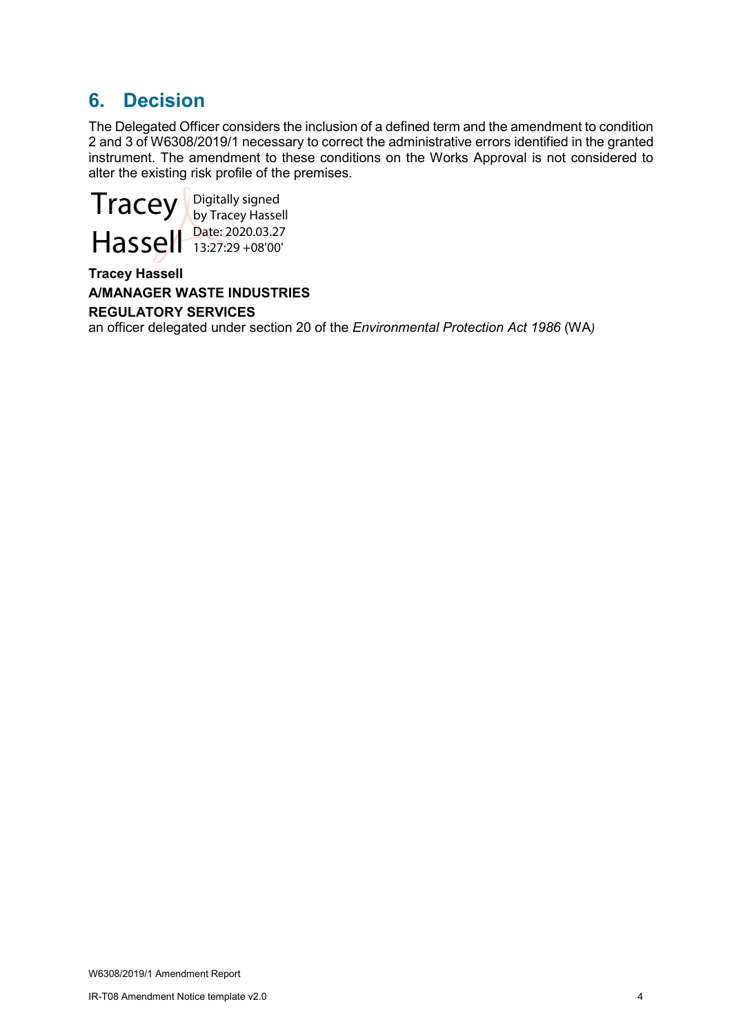## 6. Decision

The Delegated Officer considers the inclusion of a defined term and the amendment to condition 2 and 3 of W6308/2019/1 necessary to correct the administrative errors identified in the granted instrument. The amendment to these conditions on the Works Approval is not considered to alter the existing risk profile of the premises.

Tracey Hassell — Digitally signed by Tracey Hassell Date: 2020.03.27 13:27:29 +08'00'

**Tracey Hassell**
**A/MANAGER WASTE INDUSTRIES**
**REGULATORY SERVICES**
an officer delegated under section 20 of the *Environmental Protection Act 1986* (WA)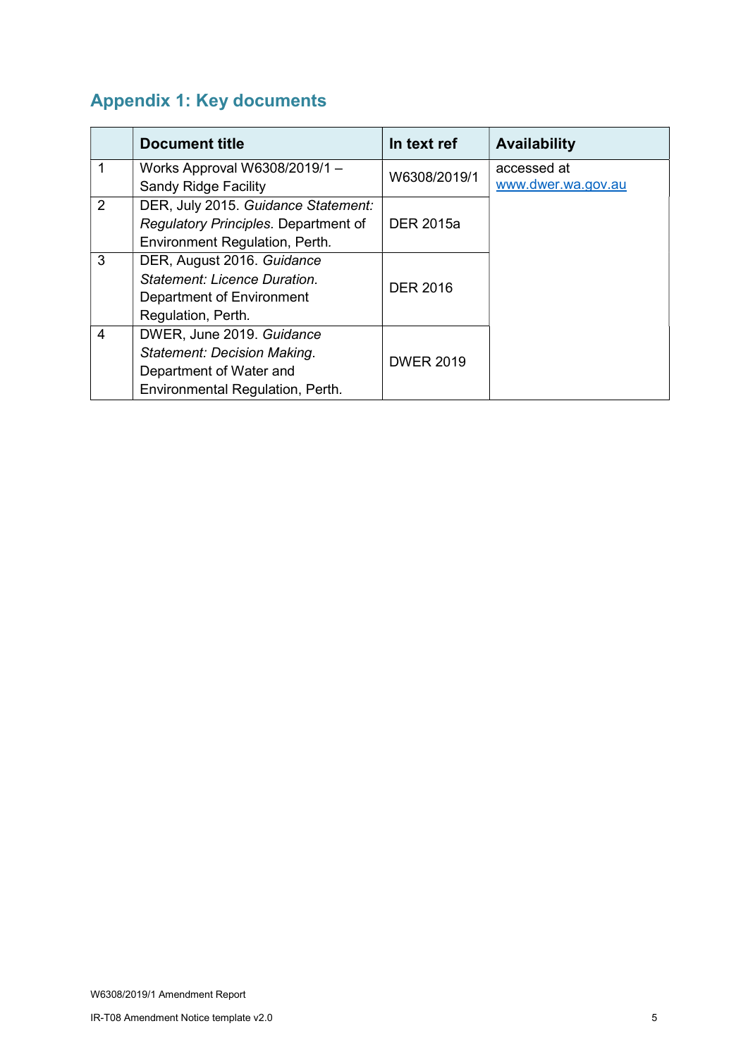## Appendix 1: Key documents

| | Document title | In text ref | Availability |
|---|---|---|---|
| 1 | Works Approval W6308/2019/1 – Sandy Ridge Facility | W6308/2019/1 | accessed at www.dwer.wa.gov.au |
| 2 | DER, July 2015. *Guidance Statement: Regulatory Principles*. Department of Environment Regulation, Perth. | DER 2015a | |
| 3 | DER, August 2016. *Guidance Statement: Licence Duration.* Department of Environment Regulation, Perth. | DER 2016 | |
| 4 | DWER, June 2019. *Guidance Statement: Decision Making*. Department of Water and Environmental Regulation, Perth. | DWER 2019 | |